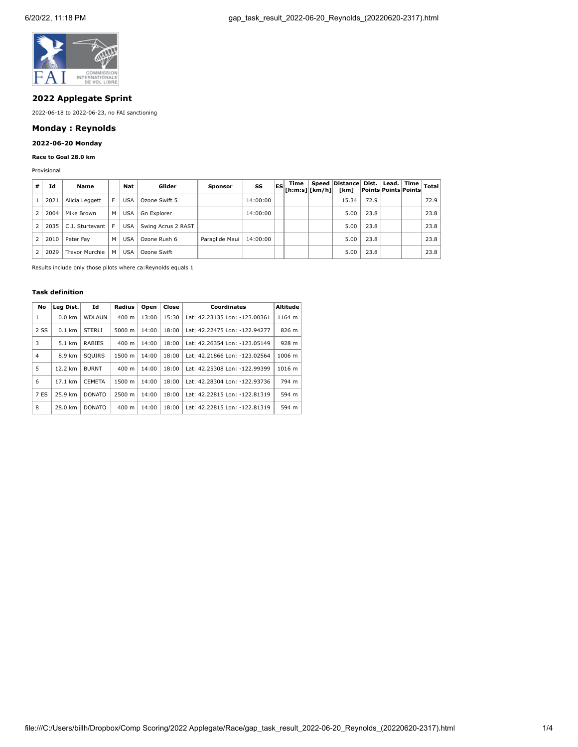## 2022 Applegate Sprint

2022-06-18 to 2022-06-23, no FAI sanctioning

## Monday : Reynolds

#### 2022-06-20 Monday

##### Race to Goal 28.0 km

Provisional

| # | Id | Name | | Nat | Glider | Sponsor | SS | ES | Time [h:m:s] | Speed [km/h] | Distance [km] | Dist. Points | Lead. Points | Time Points | Total |
|---|---|---|---|---|---|---|---|---|---|---|---|---|---|---|---|
| 1 | 2021 | Alicia Leggett | F | USA | Ozone Swift 5 | | 14:00:00 | | | | 15.34 | 72.9 | | | 72.9 |
| 2 | 2004 | Mike Brown | M | USA | Gn Explorer | | 14:00:00 | | | | 5.00 | 23.8 | | | 23.8 |
| 2 | 2035 | C.J. Sturtevant | F | USA | Swing Acrus 2 RAST | | | | | | 5.00 | 23.8 | | | 23.8 |
| 2 | 2010 | Peter Fay | M | USA | Ozone Rush 6 | Paraglide Maui | 14:00:00 | | | | 5.00 | 23.8 | | | 23.8 |
| 2 | 2029 | Trevor Murchie | M | USA | Ozone Swift | | | | | | 5.00 | 23.8 | | | 23.8 |

Results include only those pilots where ca:Reynolds equals 1

##### Task definition

| No | Leg Dist. | Id | Radius | Open | Close | Coordinates | Altitude |
|---|---|---|---|---|---|---|---|
| 1 | 0.0 km | WDLAUN | 400 m | 13:00 | 15:30 | Lat: 42.23135 Lon: -123.00361 | 1164 m |
| 2 SS | 0.1 km | STERLI | 5000 m | 14:00 | 18:00 | Lat: 42.22475 Lon: -122.94277 | 826 m |
| 3 | 5.1 km | RABIES | 400 m | 14:00 | 18:00 | Lat: 42.26354 Lon: -123.05149 | 928 m |
| 4 | 8.9 km | SQUIRS | 1500 m | 14:00 | 18:00 | Lat: 42.21866 Lon: -123.02564 | 1006 m |
| 5 | 12.2 km | BURNT | 400 m | 14:00 | 18:00 | Lat: 42.25308 Lon: -122.99399 | 1016 m |
| 6 | 17.1 km | CEMETA | 1500 m | 14:00 | 18:00 | Lat: 42.28304 Lon: -122.93736 | 794 m |
| 7 ES | 25.9 km | DONATO | 2500 m | 14:00 | 18:00 | Lat: 42.22815 Lon: -122.81319 | 594 m |
| 8 | 28.0 km | DONATO | 400 m | 14:00 | 18:00 | Lat: 42.22815 Lon: -122.81319 | 594 m |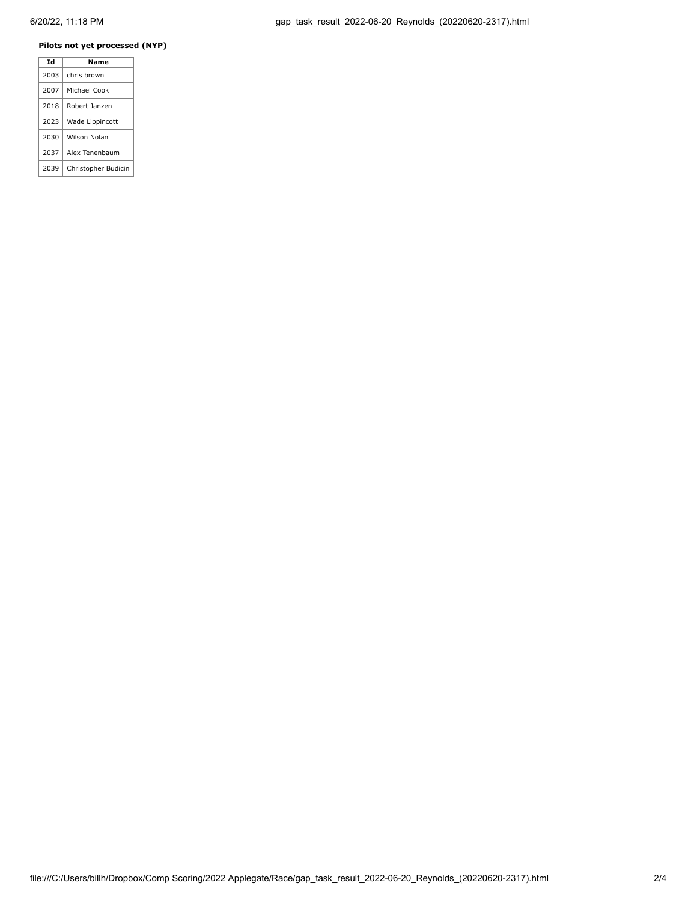**Pilots not yet processed (NYP)**

| Id | Name |
|---|---|
| 2003 | chris brown |
| 2007 | Michael Cook |
| 2018 | Robert Janzen |
| 2023 | Wade Lippincott |
| 2030 | Wilson Nolan |
| 2037 | Alex Tenenbaum |
| 2039 | Christopher Budicin |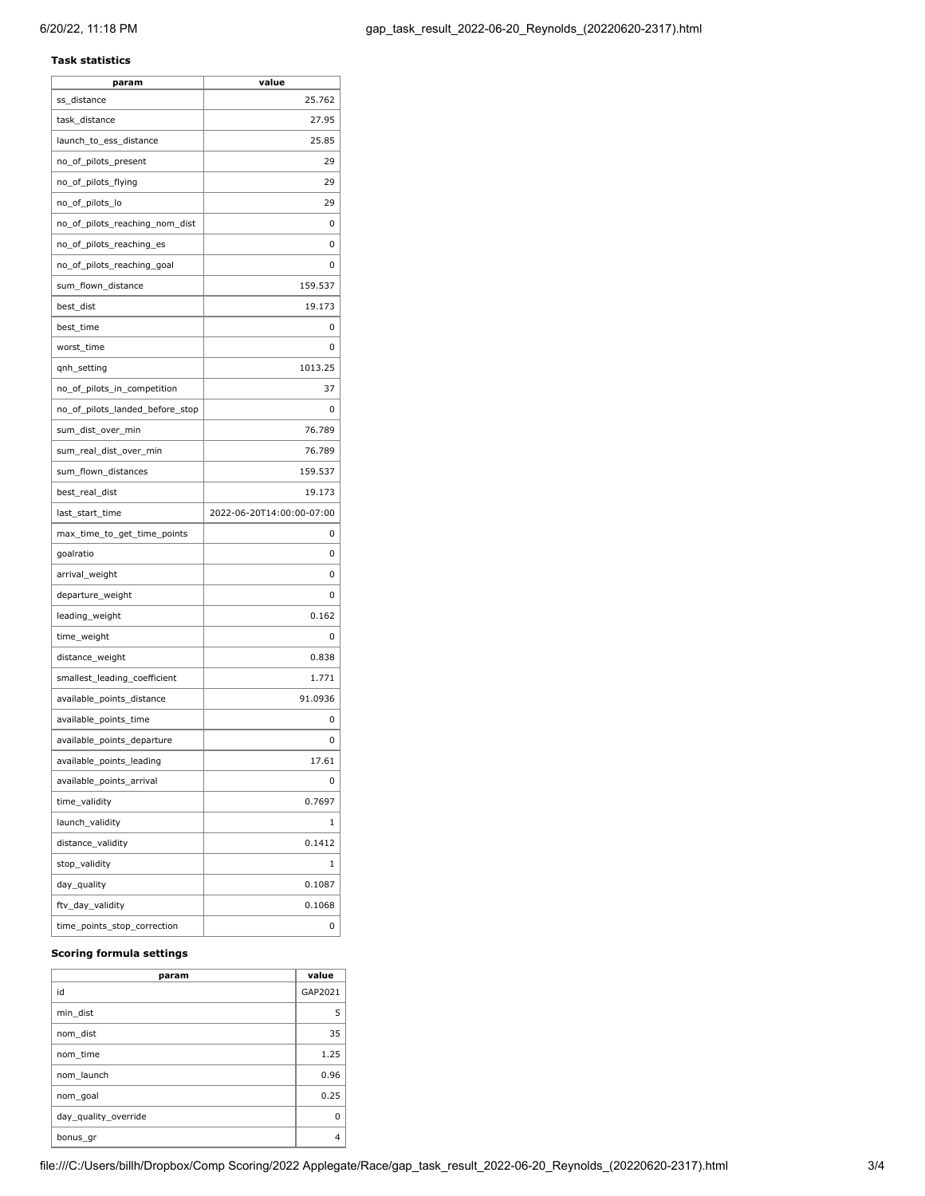**Task statistics**

| param | value |
| --- | --- |
| ss_distance | 25.762 |
| task_distance | 27.95 |
| launch_to_ess_distance | 25.85 |
| no_of_pilots_present | 29 |
| no_of_pilots_flying | 29 |
| no_of_pilots_lo | 29 |
| no_of_pilots_reaching_nom_dist | 0 |
| no_of_pilots_reaching_es | 0 |
| no_of_pilots_reaching_goal | 0 |
| sum_flown_distance | 159.537 |
| best_dist | 19.173 |
| best_time | 0 |
| worst_time | 0 |
| qnh_setting | 1013.25 |
| no_of_pilots_in_competition | 37 |
| no_of_pilots_landed_before_stop | 0 |
| sum_dist_over_min | 76.789 |
| sum_real_dist_over_min | 76.789 |
| sum_flown_distances | 159.537 |
| best_real_dist | 19.173 |
| last_start_time | 2022-06-20T14:00:00-07:00 |
| max_time_to_get_time_points | 0 |
| goalratio | 0 |
| arrival_weight | 0 |
| departure_weight | 0 |
| leading_weight | 0.162 |
| time_weight | 0 |
| distance_weight | 0.838 |
| smallest_leading_coefficient | 1.771 |
| available_points_distance | 91.0936 |
| available_points_time | 0 |
| available_points_departure | 0 |
| available_points_leading | 17.61 |
| available_points_arrival | 0 |
| time_validity | 0.7697 |
| launch_validity | 1 |
| distance_validity | 0.1412 |
| stop_validity | 1 |
| day_quality | 0.1087 |
| ftv_day_validity | 0.1068 |
| time_points_stop_correction | 0 |

**Scoring formula settings**

| param | value |
| --- | --- |
| id | GAP2021 |
| min_dist | 5 |
| nom_dist | 35 |
| nom_time | 1.25 |
| nom_launch | 0.96 |
| nom_goal | 0.25 |
| day_quality_override | 0 |
| bonus_gr | 4 |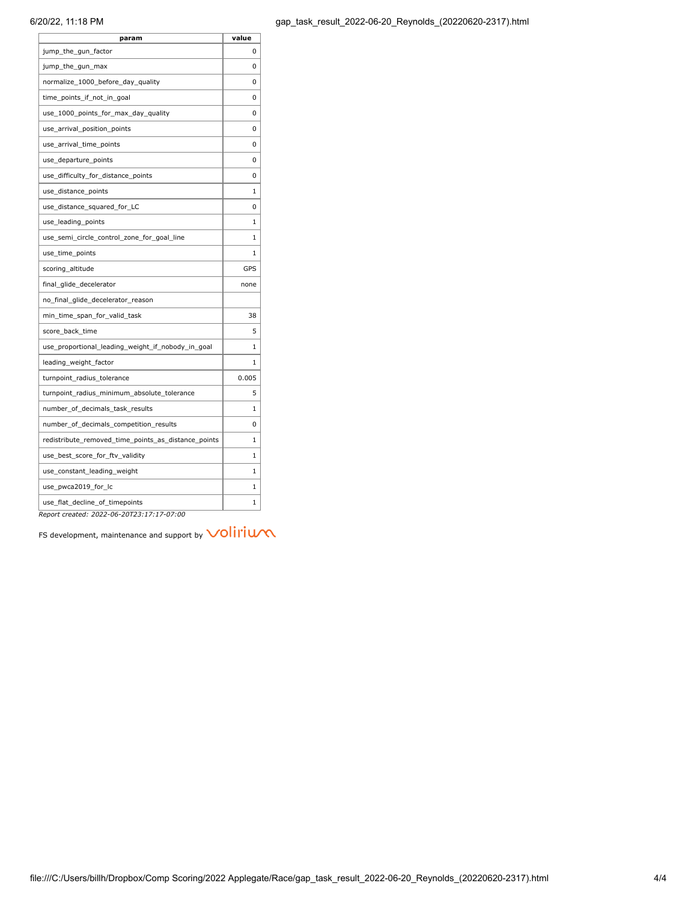| param | value |
|---|---|
| jump_the_gun_factor | 0 |
| jump_the_gun_max | 0 |
| normalize_1000_before_day_quality | 0 |
| time_points_if_not_in_goal | 0 |
| use_1000_points_for_max_day_quality | 0 |
| use_arrival_position_points | 0 |
| use_arrival_time_points | 0 |
| use_departure_points | 0 |
| use_difficulty_for_distance_points | 0 |
| use_distance_points | 1 |
| use_distance_squared_for_LC | 0 |
| use_leading_points | 1 |
| use_semi_circle_control_zone_for_goal_line | 1 |
| use_time_points | 1 |
| scoring_altitude | GPS |
| final_glide_decelerator | none |
| no_final_glide_decelerator_reason | |
| min_time_span_for_valid_task | 38 |
| score_back_time | 5 |
| use_proportional_leading_weight_if_nobody_in_goal | 1 |
| leading_weight_factor | 1 |
| turnpoint_radius_tolerance | 0.005 |
| turnpoint_radius_minimum_absolute_tolerance | 5 |
| number_of_decimals_task_results | 1 |
| number_of_decimals_competition_results | 0 |
| redistribute_removed_time_points_as_distance_points | 1 |
| use_best_score_for_ftv_validity | 1 |
| use_constant_leading_weight | 1 |
| use_pwca2019_for_lc | 1 |
| use_flat_decline_of_timepoints | 1 |

*Report created: 2022-06-20T23:17:17-07:00*

FS development, maintenance and support by volirium